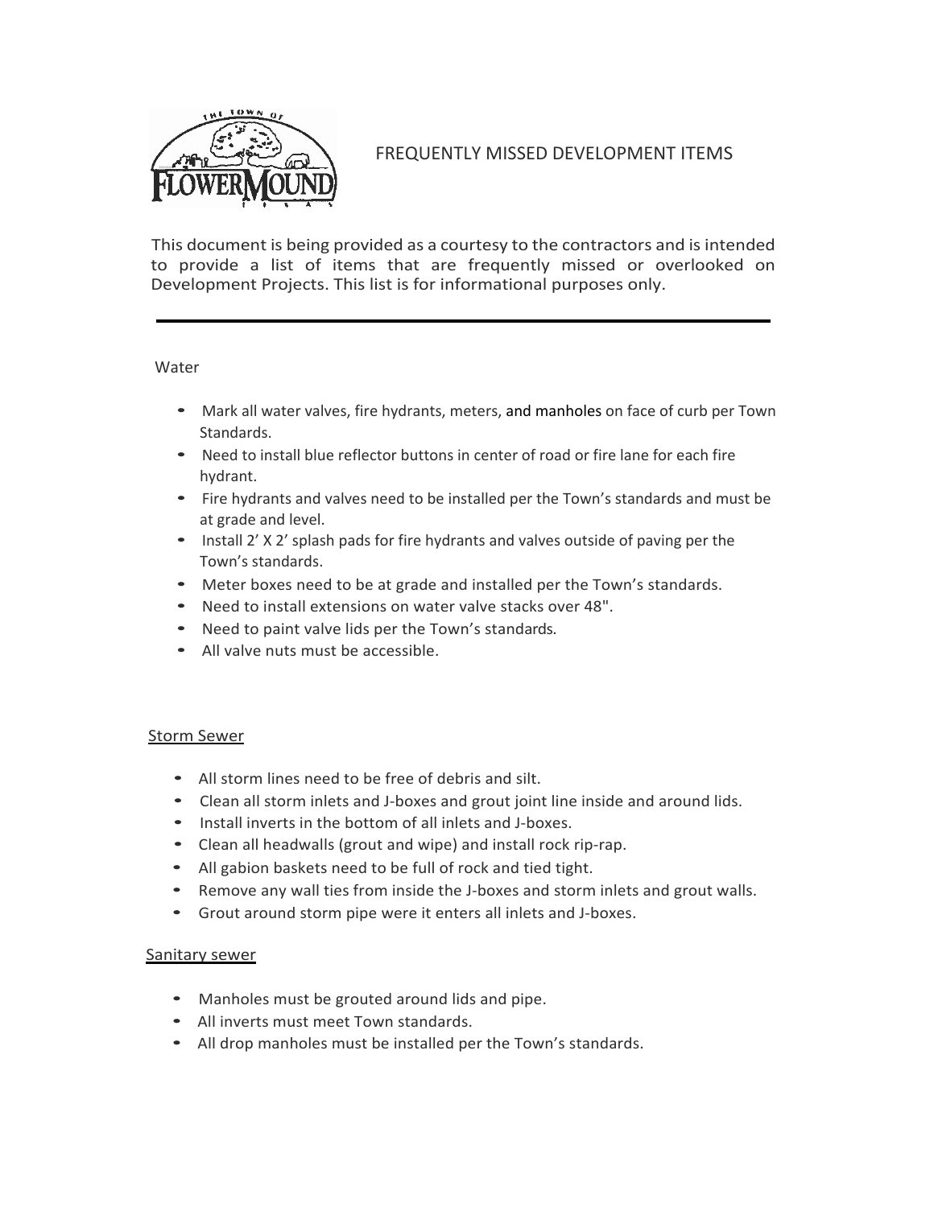# FREQUENTLY MISSED DEVELOPMENT ITEMS

This document is being provided as a courtesy to the contractors and is intended to provide a list of items that are frequently missed or overlooked on Development Projects. This list is for informational purposes only.

---

## Water

- Mark all water valves, fire hydrants, meters, and manholes on face of curb per Town Standards.
- Need to install blue reflector buttons in center of road or fire lane for each fire hydrant.
- Fire hydrants and valves need to be installed per the Town's standards and must be at grade and level.
- Install 2' X 2' splash pads for fire hydrants and valves outside of paving per the Town's standards.
- Meter boxes need to be at grade and installed per the Town's standards.
- Need to install extensions on water valve stacks over 48".
- Need to paint valve lids per the Town's standards.
- All valve nuts must be accessible.

## Storm Sewer

- All storm lines need to be free of debris and silt.
- Clean all storm inlets and J-boxes and grout joint line inside and around lids.
- Install inverts in the bottom of all inlets and J-boxes.
- Clean all headwalls (grout and wipe) and install rock rip-rap.
- All gabion baskets need to be full of rock and tied tight.
- Remove any wall ties from inside the J-boxes and storm inlets and grout walls.
- Grout around storm pipe were it enters all inlets and J-boxes.

## Sanitary sewer

- Manholes must be grouted around lids and pipe.
- All inverts must meet Town standards.
- All drop manholes must be installed per the Town's standards.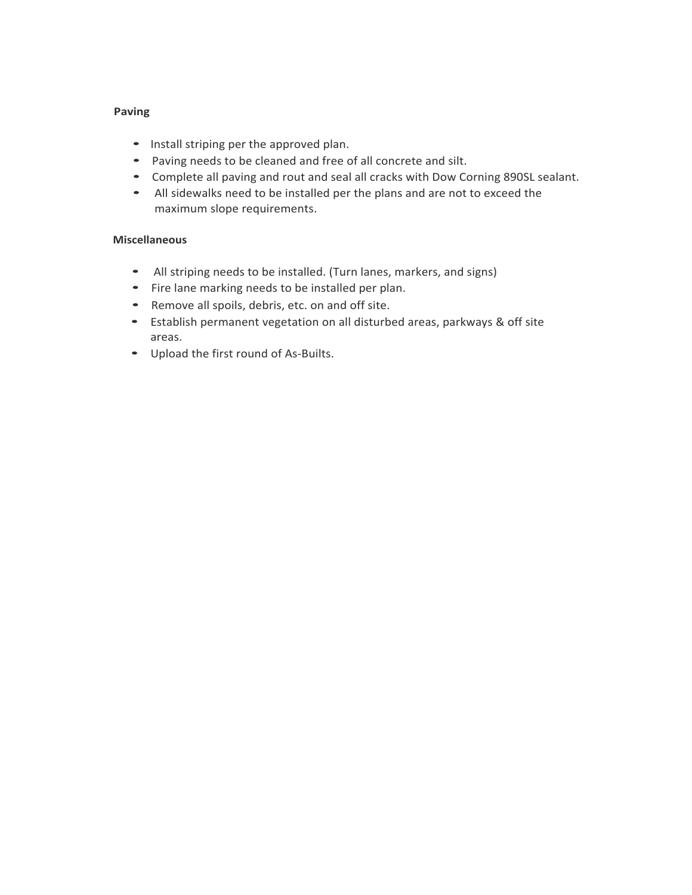**Paving**

- Install striping per the approved plan.
- Paving needs to be cleaned and free of all concrete and silt.
- Complete all paving and rout and seal all cracks with Dow Corning 890SL sealant.
- All sidewalks need to be installed per the plans and are not to exceed the maximum slope requirements.

**Miscellaneous**

- All striping needs to be installed. (Turn lanes, markers, and signs)
- Fire lane marking needs to be installed per plan.
- Remove all spoils, debris, etc. on and off site.
- Establish permanent vegetation on all disturbed areas, parkways & off site areas.
- Upload the first round of As-Builts.